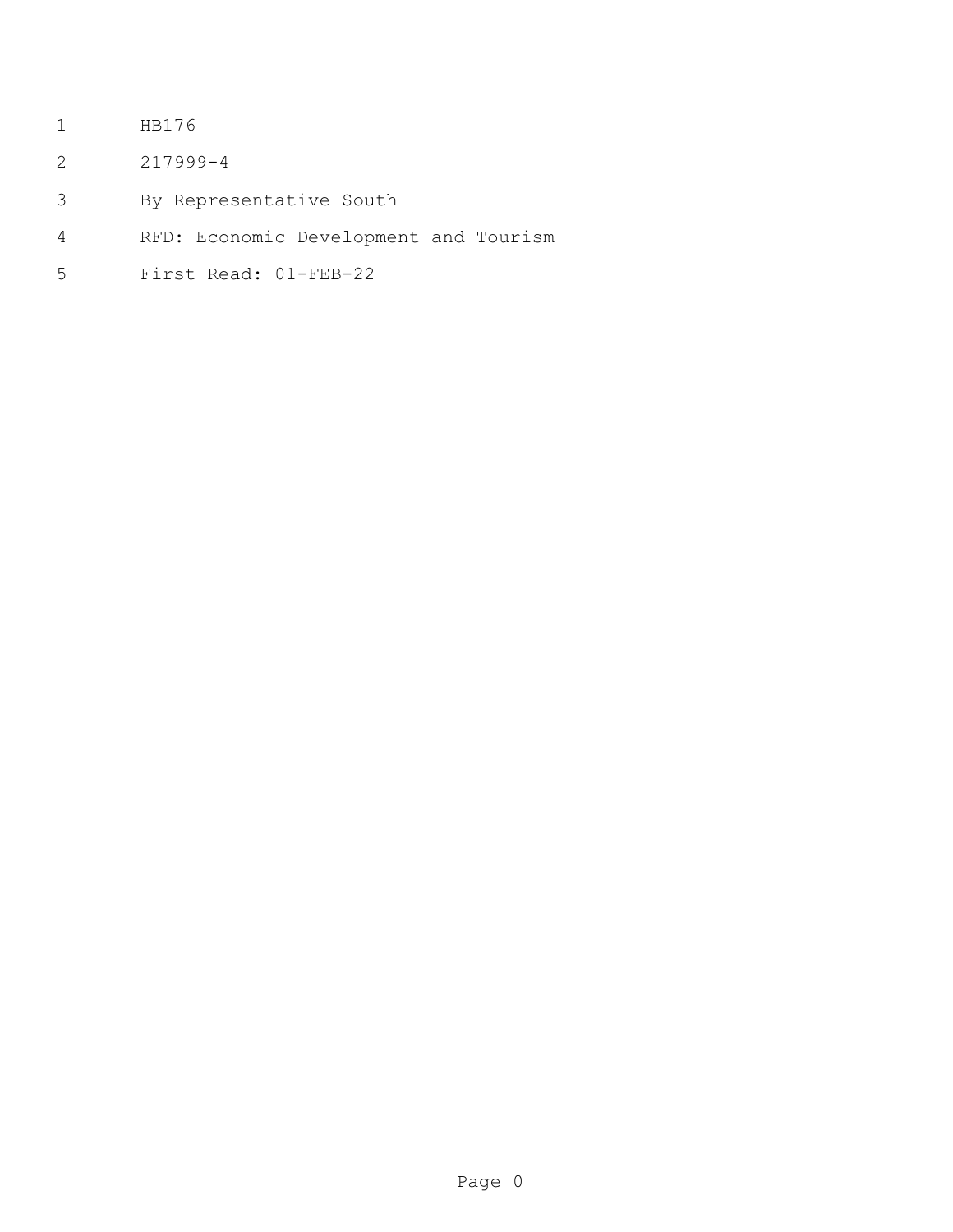HB176

217999-4

By Representative South

RFD: Economic Development and Tourism

First Read: 01-FEB-22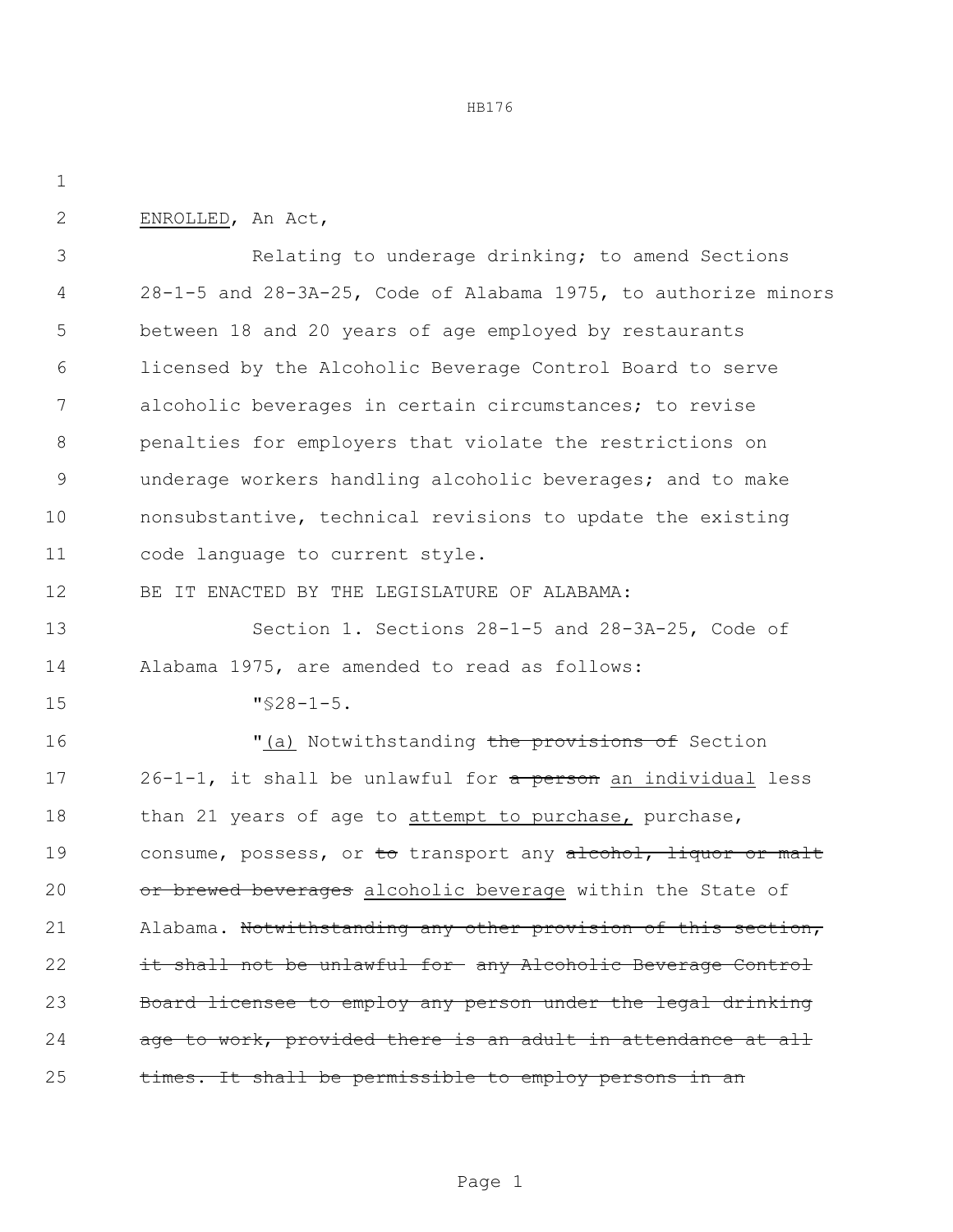<u>ENROLLED</u>, An Act,

Relating to underage drinking; to amend Sections 28-1-5 and 28-3A-25, Code of Alabama 1975, to authorize minors between 18 and 20 years of age employed by restaurants licensed by the Alcoholic Beverage Control Board to serve alcoholic beverages in certain circumstances; to revise penalties for employers that violate the restrictions on underage workers handling alcoholic beverages; and to make nonsubstantive, technical revisions to update the existing code language to current style.

BE IT ENACTED BY THE LEGISLATURE OF ALABAMA:

Section 1. Sections 28-1-5 and 28-3A-25, Code of Alabama 1975, are amended to read as follows:

"§28-1-5.

"<u>(a)</u> Notwithstanding ~~the provisions of~~ Section 26-1-1, it shall be unlawful for ~~a person~~ <u>an individual</u> less than 21 years of age to <u>attempt to purchase,</u> purchase, consume, possess, or ~~to~~ transport any ~~alcohol, liquor or malt or brewed beverages~~ <u>alcoholic beverage</u> within the State of Alabama. ~~Notwithstanding any other provision of this section, it shall not be unlawful for any Alcoholic Beverage Control Board licensee to employ any person under the legal drinking age to work, provided there is an adult in attendance at all times. It shall be permissible to employ persons in an~~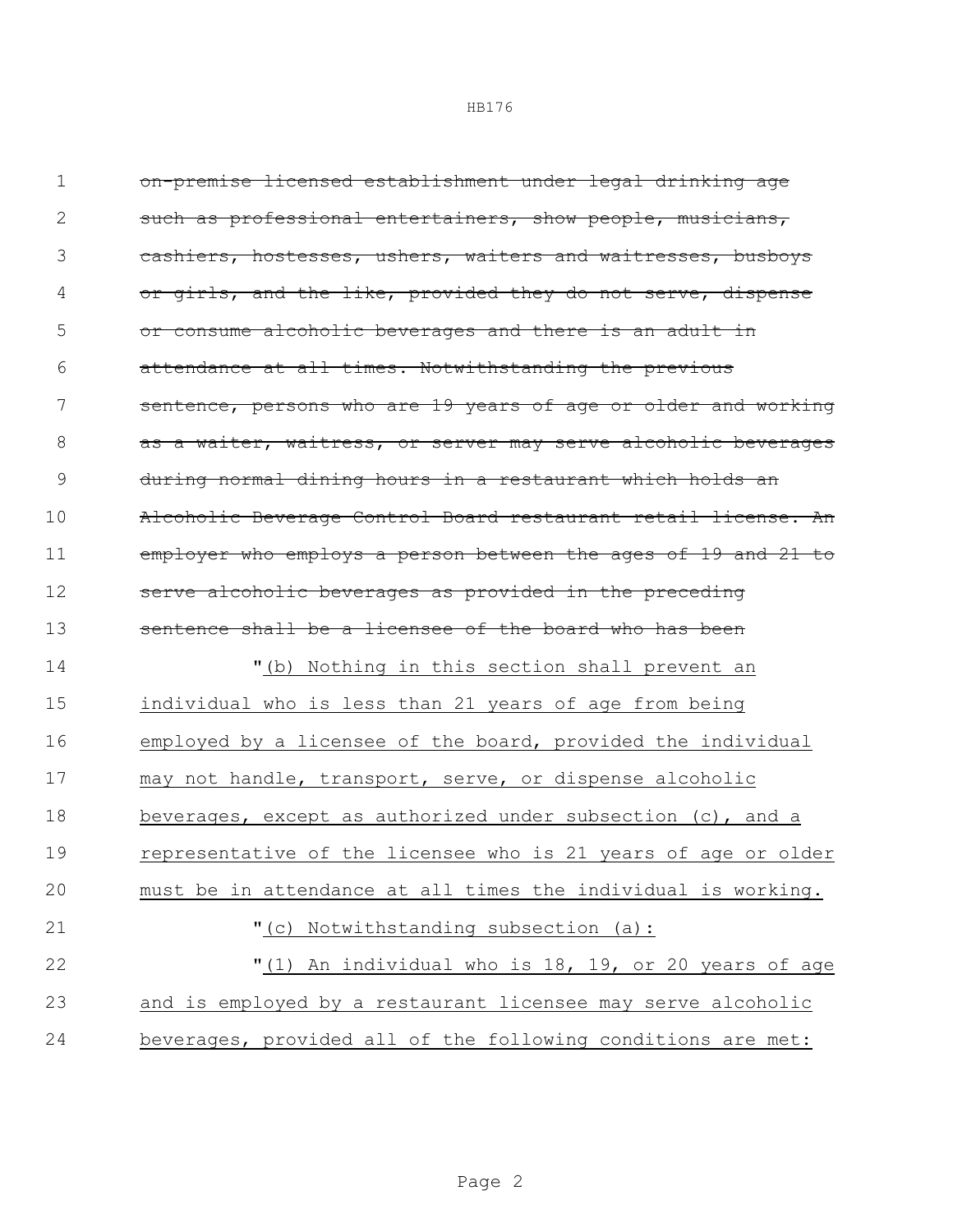~~on-premise licensed establishment under legal drinking age such as professional entertainers, show people, musicians, cashiers, hostesses, ushers, waiters and waitresses, busboys or girls, and the like, provided they do not serve, dispense or consume alcoholic beverages and there is an adult in attendance at all times. Notwithstanding the previous sentence, persons who are 19 years of age or older and working as a waiter, waitress, or server may serve alcoholic beverages during normal dining hours in a restaurant which holds an Alcoholic Beverage Control Board restaurant retail license. An employer who employs a person between the ages of 19 and 21 to serve alcoholic beverages as provided in the preceding sentence shall be a licensee of the board who has been~~

"<u>(b) Nothing in this section shall prevent an individual who is less than 21 years of age from being employed by a licensee of the board, provided the individual may not handle, transport, serve, or dispense alcoholic beverages, except as authorized under subsection (c), and a representative of the licensee who is 21 years of age or older must be in attendance at all times the individual is working.</u>

"<u>(c) Notwithstanding subsection (a):</u>

"<u>(1) An individual who is 18, 19, or 20 years of age and is employed by a restaurant licensee may serve alcoholic beverages, provided all of the following conditions are met:</u>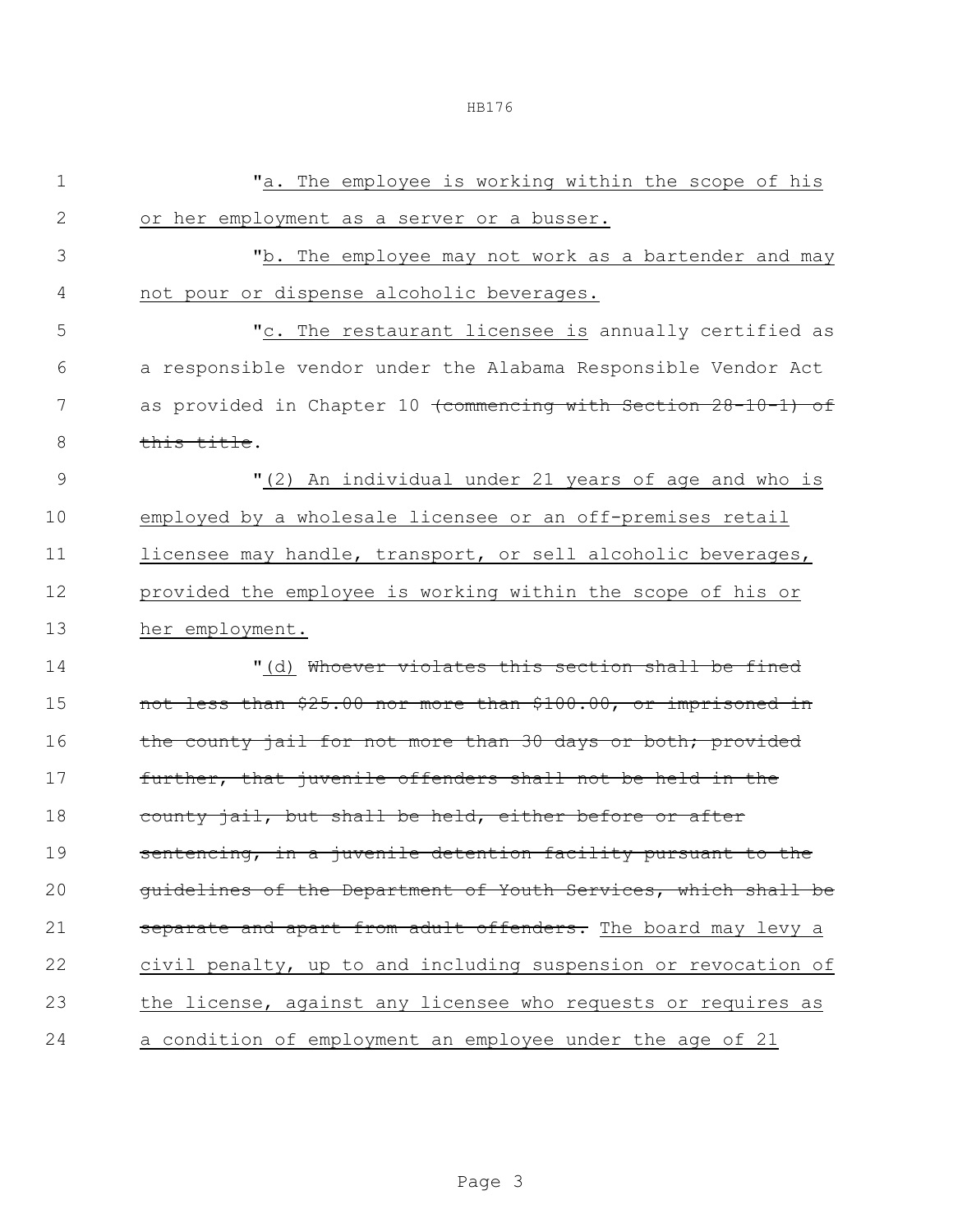"a. The employee is working within the scope of his or her employment as a server or a busser.

"b. The employee may not work as a bartender and may not pour or dispense alcoholic beverages.

"c. The restaurant licensee is annually certified as a responsible vendor under the Alabama Responsible Vendor Act as provided in Chapter 10 ~~(commencing with Section 28-10-1) of this title~~.

"(2) An individual under 21 years of age and who is employed by a wholesale licensee or an off-premises retail licensee may handle, transport, or sell alcoholic beverages, provided the employee is working within the scope of his or her employment.

"(d) ~~Whoever violates this section shall be fined not less than $25.00 nor more than $100.00, or imprisoned in the county jail for not more than 30 days or both; provided further, that juvenile offenders shall not be held in the county jail, but shall be held, either before or after sentencing, in a juvenile detention facility pursuant to the guidelines of the Department of Youth Services, which shall be separate and apart from adult offenders.~~ The board may levy a civil penalty, up to and including suspension or revocation of the license, against any licensee who requests or requires as a condition of employment an employee under the age of 21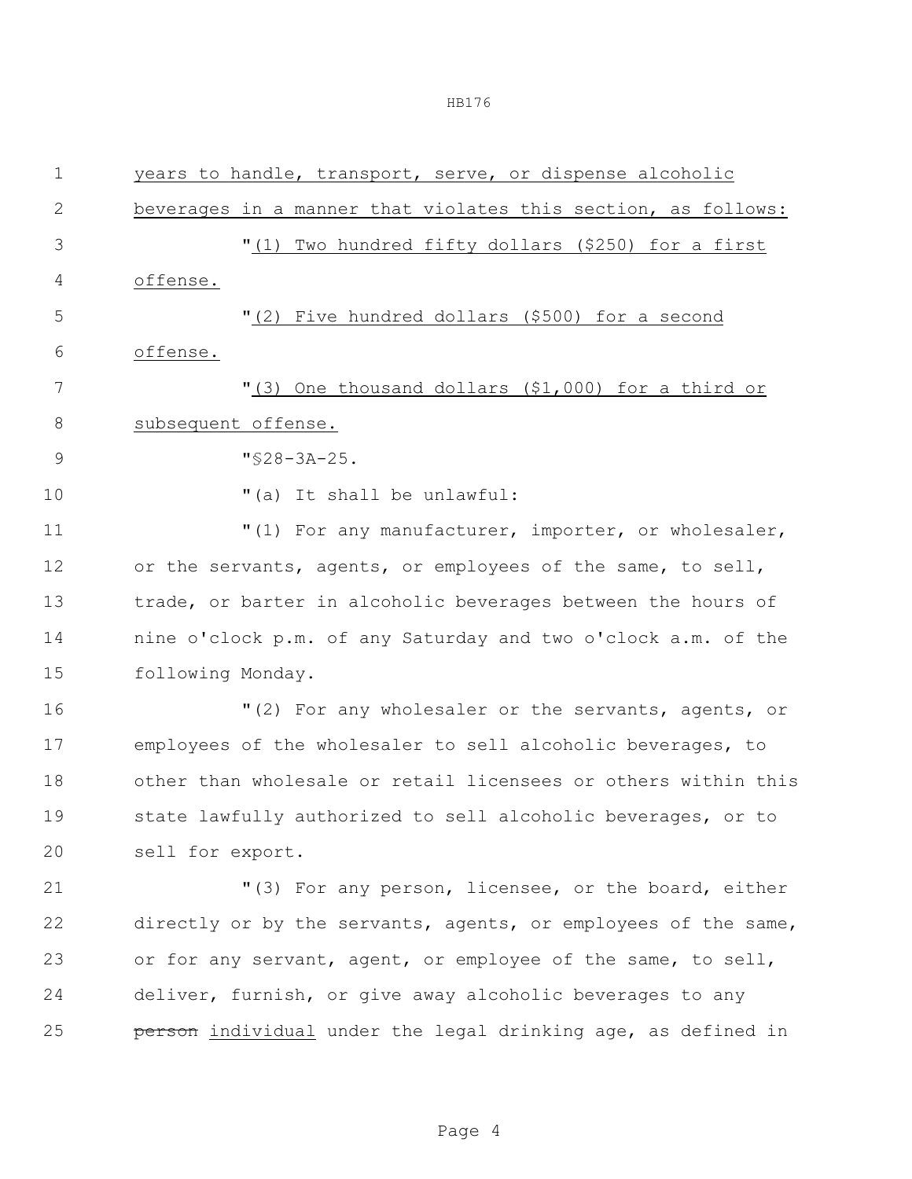years to handle, transport, serve, or dispense alcoholic beverages in a manner that violates this section, as follows:

"(1) Two hundred fifty dollars ($250) for a first offense.

"(2) Five hundred dollars ($500) for a second offense.

"(3) One thousand dollars ($1,000) for a third or subsequent offense.

"§28-3A-25.

"(a) It shall be unlawful:

"(1) For any manufacturer, importer, or wholesaler, or the servants, agents, or employees of the same, to sell, trade, or barter in alcoholic beverages between the hours of nine o'clock p.m. of any Saturday and two o'clock a.m. of the following Monday.

"(2) For any wholesaler or the servants, agents, or employees of the wholesaler to sell alcoholic beverages, to other than wholesale or retail licensees or others within this state lawfully authorized to sell alcoholic beverages, or to sell for export.

"(3) For any person, licensee, or the board, either directly or by the servants, agents, or employees of the same, or for any servant, agent, or employee of the same, to sell, deliver, furnish, or give away alcoholic beverages to any ~~person~~ individual under the legal drinking age, as defined in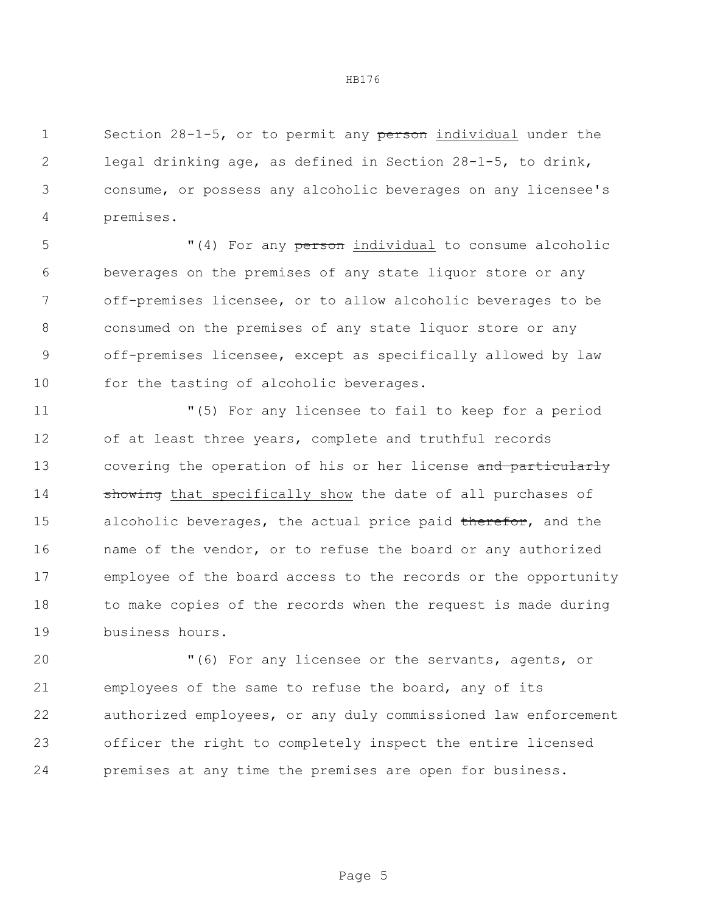Section 28-1-5, or to permit any ~~person~~ individual under the legal drinking age, as defined in Section 28-1-5, to drink, consume, or possess any alcoholic beverages on any licensee's premises.

"(4) For any ~~person~~ individual to consume alcoholic beverages on the premises of any state liquor store or any off-premises licensee, or to allow alcoholic beverages to be consumed on the premises of any state liquor store or any off-premises licensee, except as specifically allowed by law for the tasting of alcoholic beverages.

"(5) For any licensee to fail to keep for a period of at least three years, complete and truthful records covering the operation of his or her license ~~and particularly showing~~ that specifically show the date of all purchases of alcoholic beverages, the actual price paid ~~therefor~~, and the name of the vendor, or to refuse the board or any authorized employee of the board access to the records or the opportunity to make copies of the records when the request is made during business hours.

"(6) For any licensee or the servants, agents, or employees of the same to refuse the board, any of its authorized employees, or any duly commissioned law enforcement officer the right to completely inspect the entire licensed premises at any time the premises are open for business.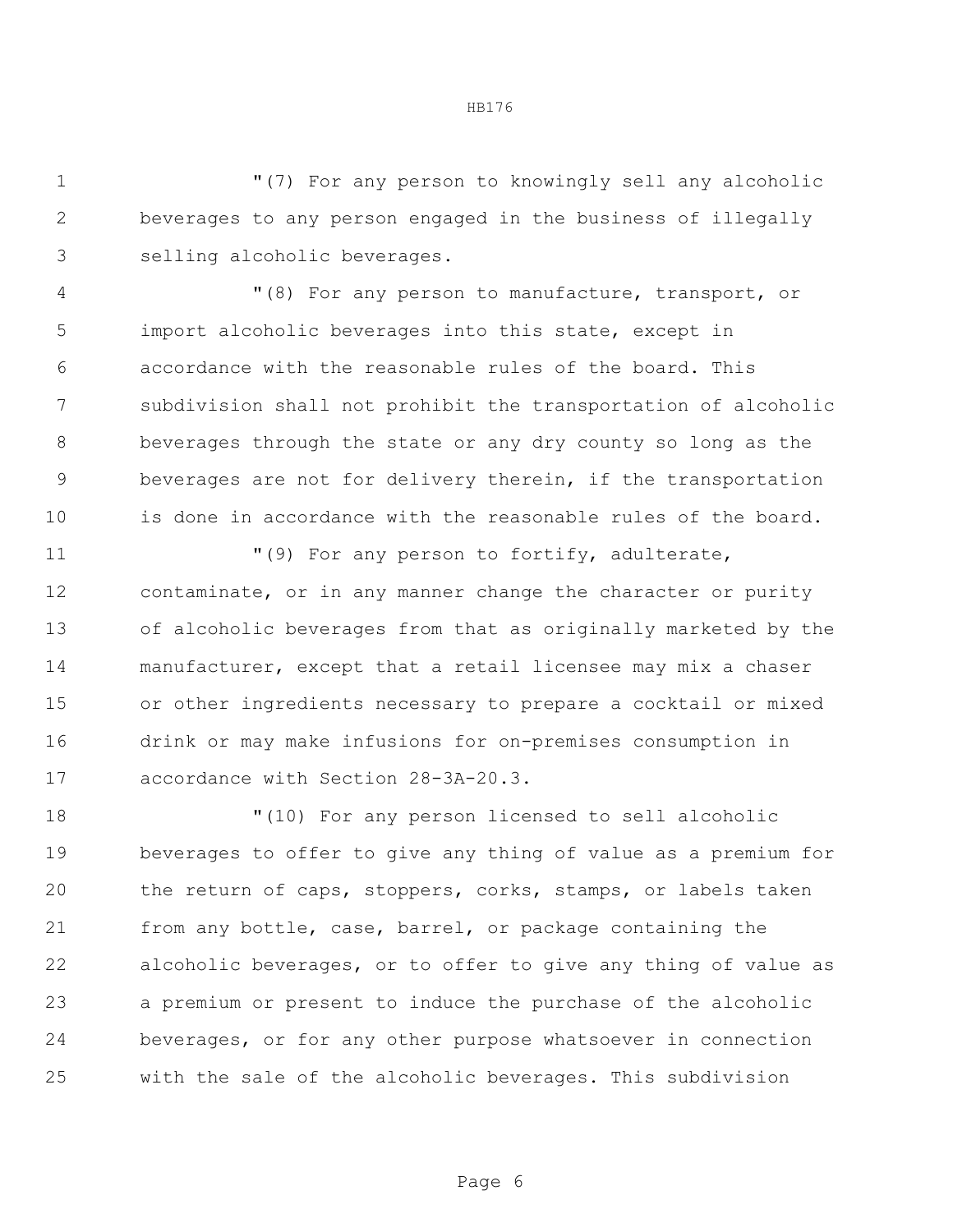"(7) For any person to knowingly sell any alcoholic beverages to any person engaged in the business of illegally selling alcoholic beverages.

"(8) For any person to manufacture, transport, or import alcoholic beverages into this state, except in accordance with the reasonable rules of the board. This subdivision shall not prohibit the transportation of alcoholic beverages through the state or any dry county so long as the beverages are not for delivery therein, if the transportation is done in accordance with the reasonable rules of the board.

"(9) For any person to fortify, adulterate, contaminate, or in any manner change the character or purity of alcoholic beverages from that as originally marketed by the manufacturer, except that a retail licensee may mix a chaser or other ingredients necessary to prepare a cocktail or mixed drink or may make infusions for on-premises consumption in accordance with Section 28-3A-20.3.

"(10) For any person licensed to sell alcoholic beverages to offer to give any thing of value as a premium for the return of caps, stoppers, corks, stamps, or labels taken from any bottle, case, barrel, or package containing the alcoholic beverages, or to offer to give any thing of value as a premium or present to induce the purchase of the alcoholic beverages, or for any other purpose whatsoever in connection with the sale of the alcoholic beverages. This subdivision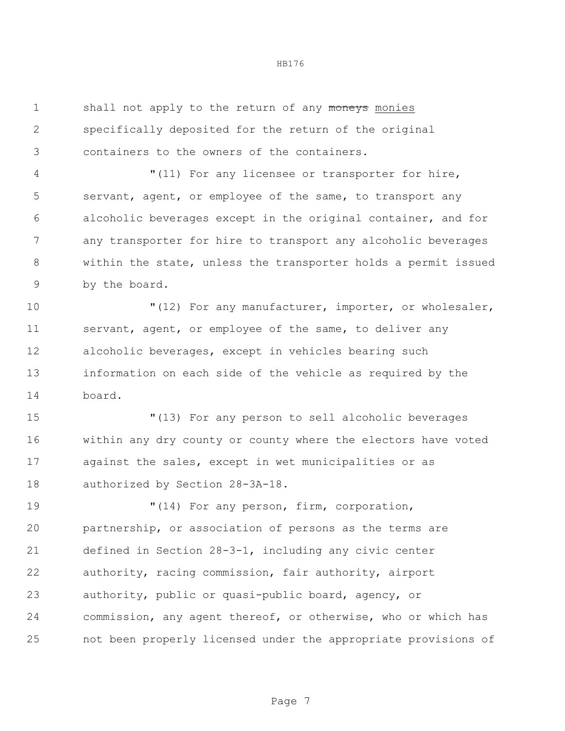shall not apply to the return of any ~~moneys~~ monies specifically deposited for the return of the original containers to the owners of the containers.

"(11) For any licensee or transporter for hire, servant, agent, or employee of the same, to transport any alcoholic beverages except in the original container, and for any transporter for hire to transport any alcoholic beverages within the state, unless the transporter holds a permit issued by the board.

"(12) For any manufacturer, importer, or wholesaler, servant, agent, or employee of the same, to deliver any alcoholic beverages, except in vehicles bearing such information on each side of the vehicle as required by the board.

"(13) For any person to sell alcoholic beverages within any dry county or county where the electors have voted against the sales, except in wet municipalities or as authorized by Section 28-3A-18.

"(14) For any person, firm, corporation, partnership, or association of persons as the terms are defined in Section 28-3-1, including any civic center authority, racing commission, fair authority, airport authority, public or quasi-public board, agency, or commission, any agent thereof, or otherwise, who or which has not been properly licensed under the appropriate provisions of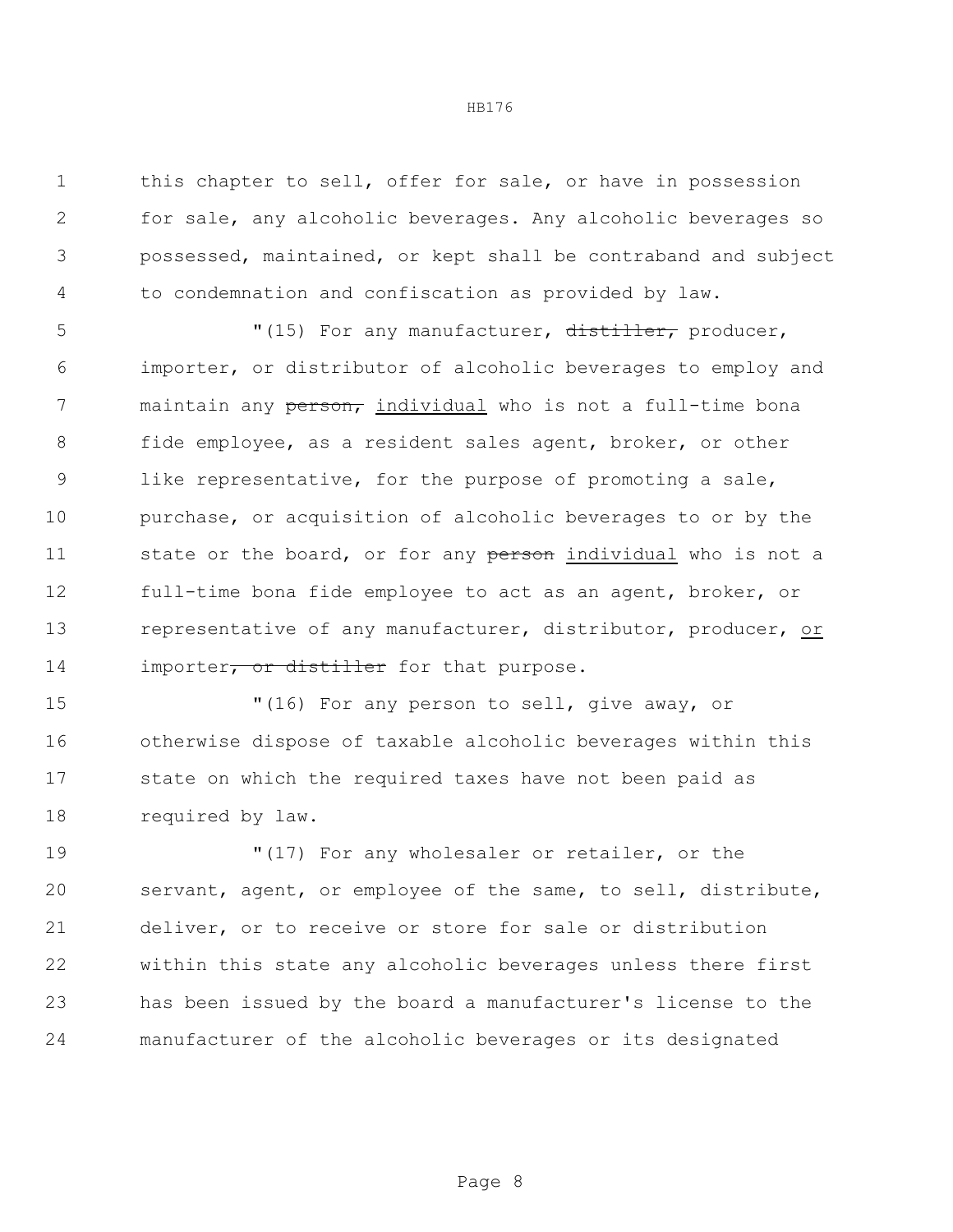this chapter to sell, offer for sale, or have in possession for sale, any alcoholic beverages. Any alcoholic beverages so possessed, maintained, or kept shall be contraband and subject to condemnation and confiscation as provided by law.

"(15) For any manufacturer, ~~distiller,~~ producer, importer, or distributor of alcoholic beverages to employ and maintain any ~~person,~~ individual who is not a full-time bona fide employee, as a resident sales agent, broker, or other like representative, for the purpose of promoting a sale, purchase, or acquisition of alcoholic beverages to or by the state or the board, or for any ~~person~~ individual who is not a full-time bona fide employee to act as an agent, broker, or representative of any manufacturer, distributor, producer, or importer~~, or distiller~~ for that purpose.

"(16) For any person to sell, give away, or otherwise dispose of taxable alcoholic beverages within this state on which the required taxes have not been paid as required by law.

"(17) For any wholesaler or retailer, or the servant, agent, or employee of the same, to sell, distribute, deliver, or to receive or store for sale or distribution within this state any alcoholic beverages unless there first has been issued by the board a manufacturer's license to the manufacturer of the alcoholic beverages or its designated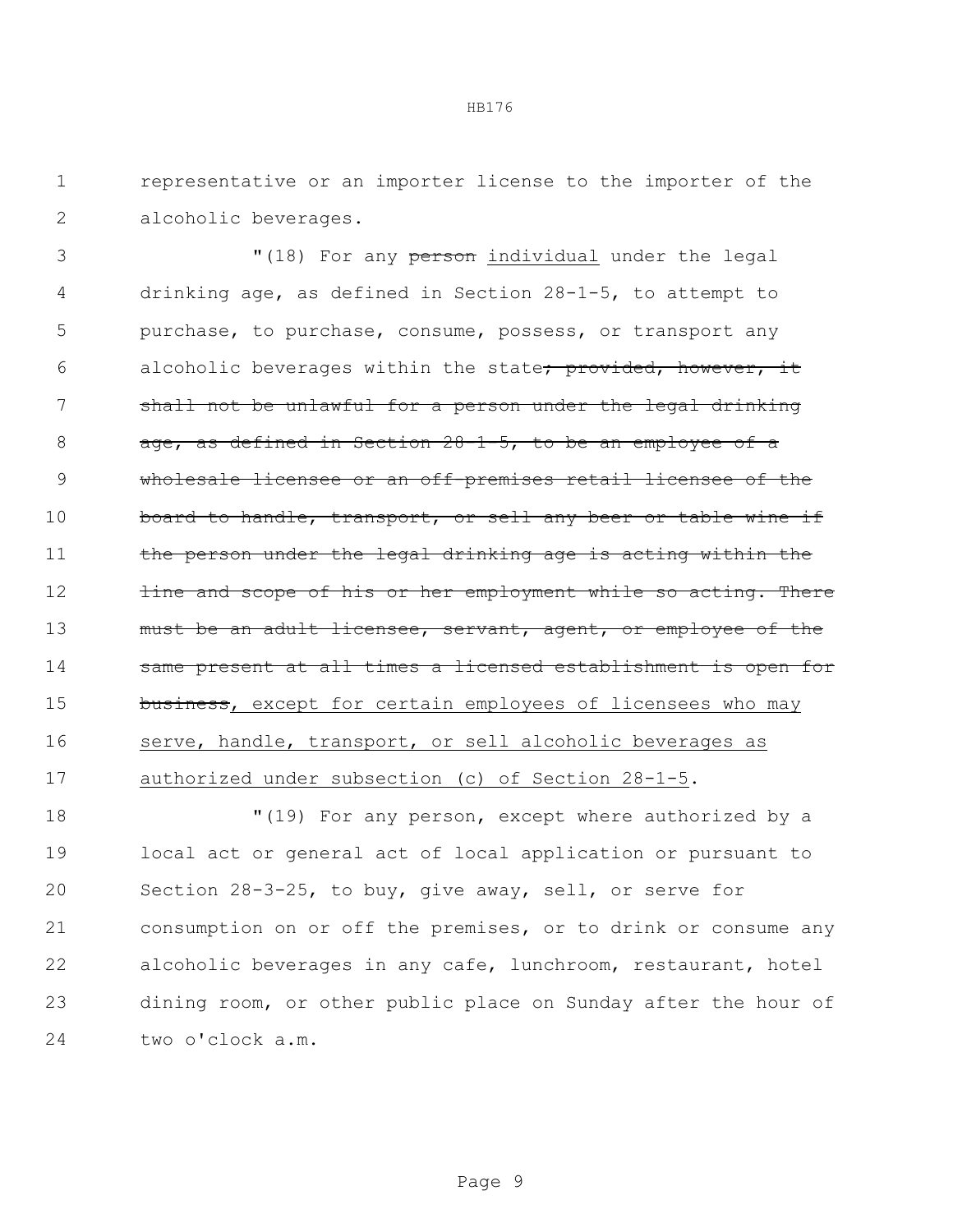representative or an importer license to the importer of the alcoholic beverages.

"(18) For any ~~person~~ <u>individual</u> under the legal drinking age, as defined in Section 28-1-5, to attempt to purchase, to purchase, consume, possess, or transport any alcoholic beverages within the state~~; provided, however, it shall not be unlawful for a person under the legal drinking age, as defined in Section 28-1-5, to be an employee of a wholesale licensee or an off-premises retail licensee of the board to handle, transport, or sell any beer or table wine if the person under the legal drinking age is acting within the line and scope of his or her employment while so acting. There must be an adult licensee, servant, agent, or employee of the same present at all times a licensed establishment is open for business~~<u>, except for certain employees of licensees who may serve, handle, transport, or sell alcoholic beverages as authorized under subsection (c) of Section 28-1-5</u>.

"(19) For any person, except where authorized by a local act or general act of local application or pursuant to Section 28-3-25, to buy, give away, sell, or serve for consumption on or off the premises, or to drink or consume any alcoholic beverages in any cafe, lunchroom, restaurant, hotel dining room, or other public place on Sunday after the hour of two o'clock a.m.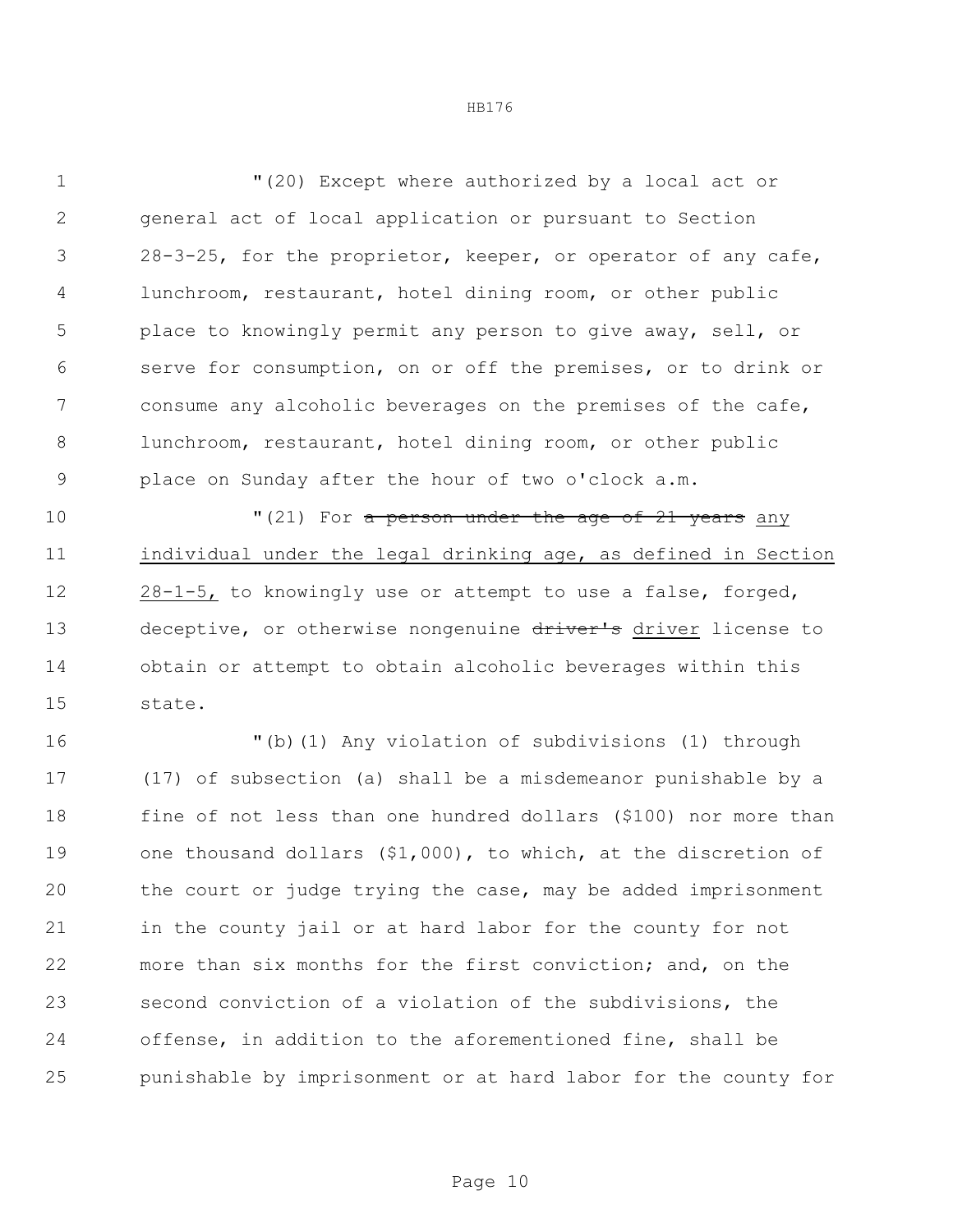"(20) Except where authorized by a local act or general act of local application or pursuant to Section 28-3-25, for the proprietor, keeper, or operator of any cafe, lunchroom, restaurant, hotel dining room, or other public place to knowingly permit any person to give away, sell, or serve for consumption, on or off the premises, or to drink or consume any alcoholic beverages on the premises of the cafe, lunchroom, restaurant, hotel dining room, or other public place on Sunday after the hour of two o'clock a.m.

"(21) For ~~a person under the age of 21 years~~ <u>any individual under the legal drinking age, as defined in Section 28-1-5,</u> to knowingly use or attempt to use a false, forged, deceptive, or otherwise nongenuine ~~driver's~~ <u>driver</u> license to obtain or attempt to obtain alcoholic beverages within this state.

"(b)(1) Any violation of subdivisions (1) through (17) of subsection (a) shall be a misdemeanor punishable by a fine of not less than one hundred dollars ($100) nor more than one thousand dollars ($1,000), to which, at the discretion of the court or judge trying the case, may be added imprisonment in the county jail or at hard labor for the county for not more than six months for the first conviction; and, on the second conviction of a violation of the subdivisions, the offense, in addition to the aforementioned fine, shall be punishable by imprisonment or at hard labor for the county for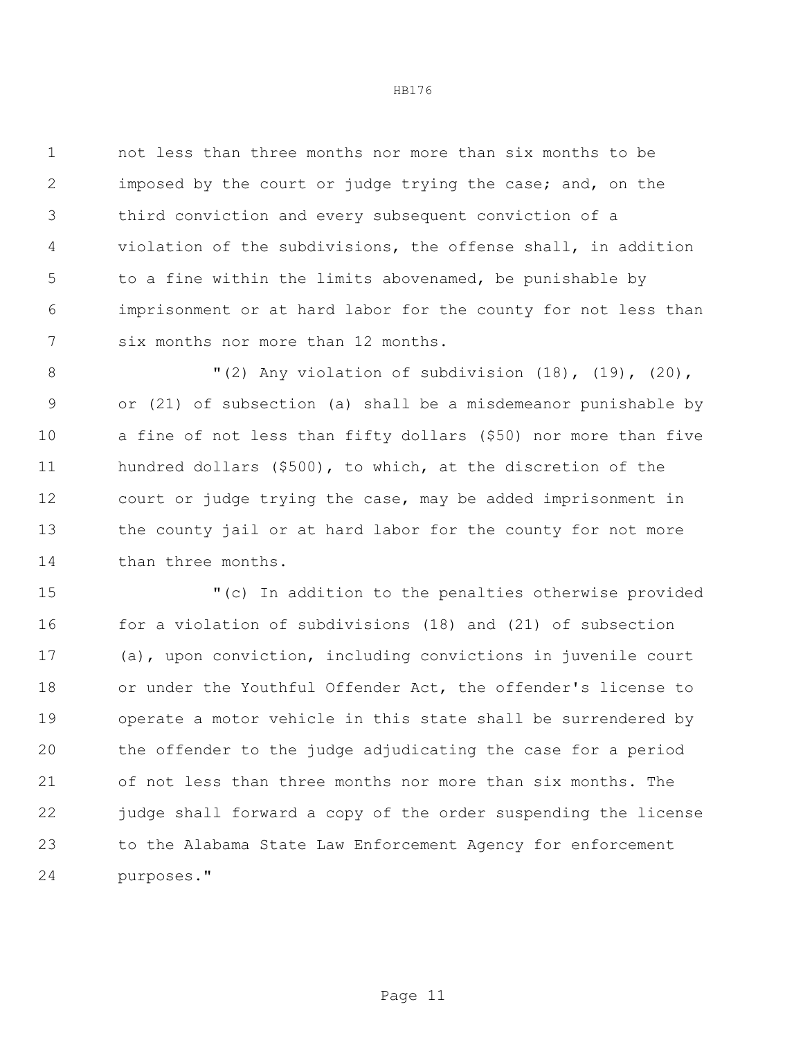not less than three months nor more than six months to be imposed by the court or judge trying the case; and, on the third conviction and every subsequent conviction of a violation of the subdivisions, the offense shall, in addition to a fine within the limits abovenamed, be punishable by imprisonment or at hard labor for the county for not less than six months nor more than 12 months.

"(2) Any violation of subdivision (18), (19), (20), or (21) of subsection (a) shall be a misdemeanor punishable by a fine of not less than fifty dollars ($50) nor more than five hundred dollars ($500), to which, at the discretion of the court or judge trying the case, may be added imprisonment in the county jail or at hard labor for the county for not more than three months.

"(c) In addition to the penalties otherwise provided for a violation of subdivisions (18) and (21) of subsection (a), upon conviction, including convictions in juvenile court or under the Youthful Offender Act, the offender's license to operate a motor vehicle in this state shall be surrendered by the offender to the judge adjudicating the case for a period of not less than three months nor more than six months. The judge shall forward a copy of the order suspending the license to the Alabama State Law Enforcement Agency for enforcement purposes."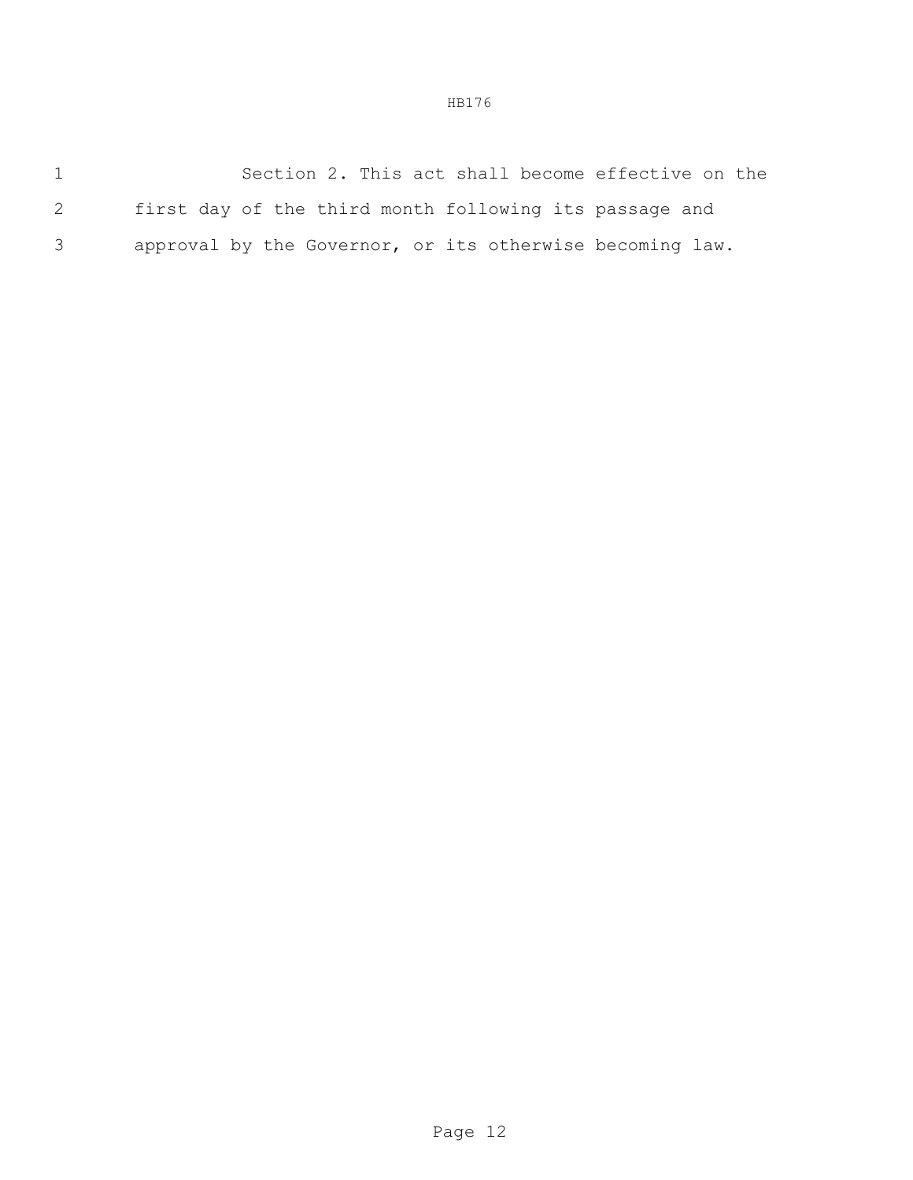Section 2. This act shall become effective on the first day of the third month following its passage and approval by the Governor, or its otherwise becoming law.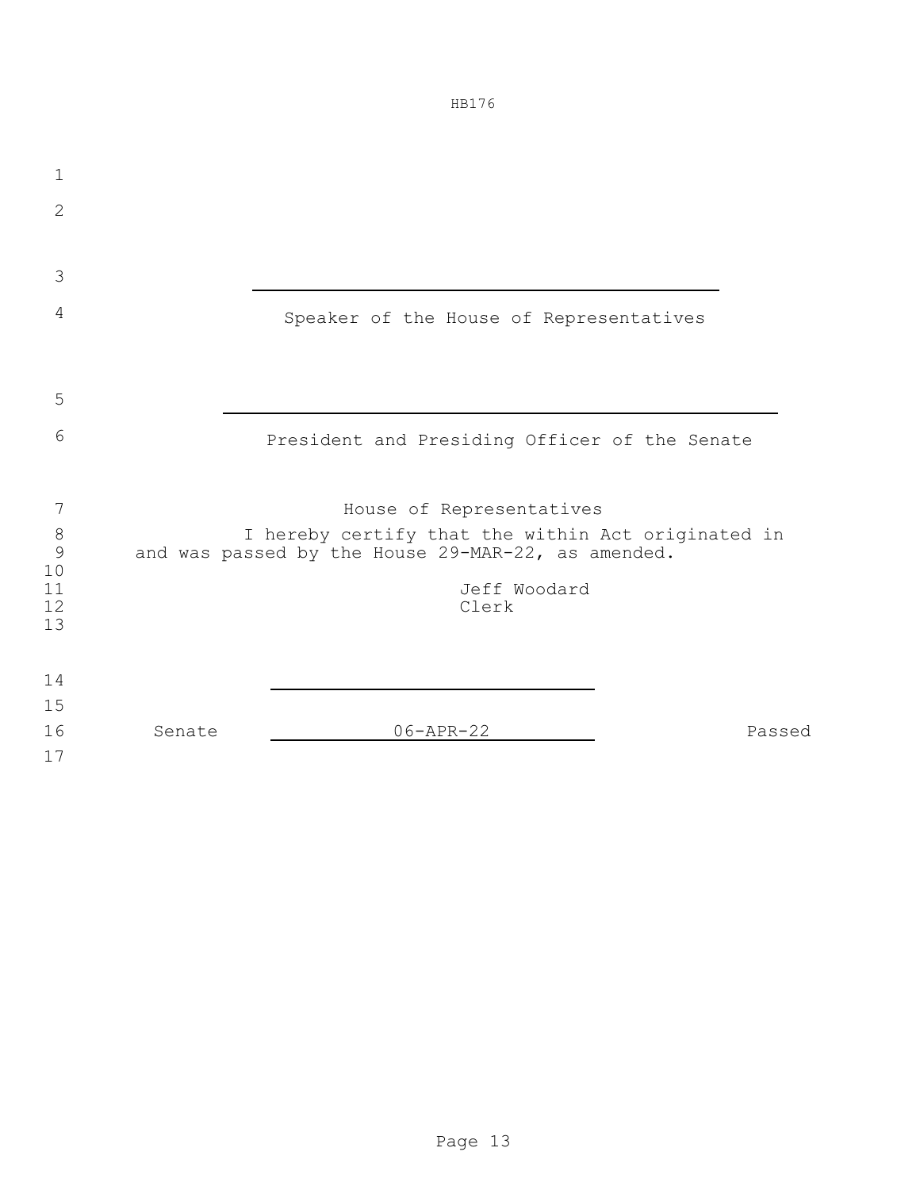\_\_\_\_\_\_\_\_\_\_\_\_\_\_\_\_\_\_\_\_\_\_\_\_\_\_\_\_\_\_\_\_\_\_\_\_\_\_\_\_

Speaker of the House of Representatives

\_\_\_\_\_\_\_\_\_\_\_\_\_\_\_\_\_\_\_\_\_\_\_\_\_\_\_\_\_\_\_\_\_\_\_\_\_\_\_\_

President and Presiding Officer of the Senate

House of Representatives

I hereby certify that the within Act originated in and was passed by the House 29-MAR-22, as amended.

Jeff Woodard
Clerk

\_\_\_\_\_\_\_\_\_\_\_\_\_\_\_\_\_\_\_\_\_\_\_\_\_\_\_\_

Senate 06-APR-22 Passed